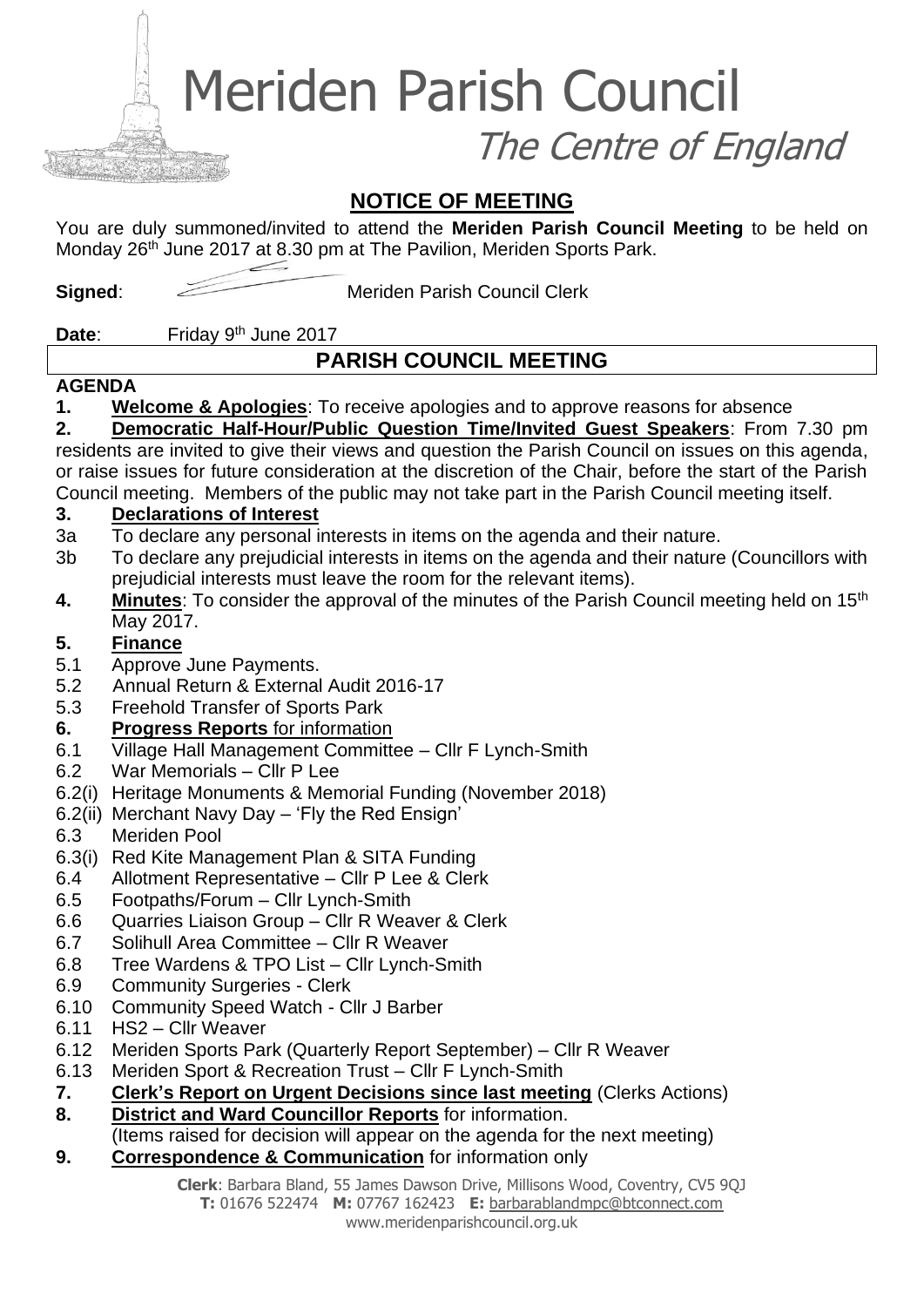# Meriden Parish Council

*The Centre of England*

## NOTICE OF MEETING

You are duly summoned/invited to attend the **Meriden Parish Council Meeting** to be held on Monday 26th June 2017 at 8.30 pm at The Pavilion, Meriden Sports Park.

**Signed**: Meriden Parish Council Clerk

**Date**: Friday 9th June 2017

## PARISH COUNCIL MEETING

**AGENDA**

**1. Welcome & Apologies**: To receive apologies and to approve reasons for absence

**2. Democratic Half-Hour/Public Question Time/Invited Guest Speakers**: From 7.30 pm residents are invited to give their views and question the Parish Council on issues on this agenda, or raise issues for future consideration at the discretion of the Chair, before the start of the Parish Council meeting. Members of the public may not take part in the Parish Council meeting itself.

**3. Declarations of Interest**

3a To declare any personal interests in items on the agenda and their nature.

3b To declare any prejudicial interests in items on the agenda and their nature (Councillors with prejudicial interests must leave the room for the relevant items).

**4. Minutes**: To consider the approval of the minutes of the Parish Council meeting held on 15th May 2017.

**5. Finance**

5.1 Approve June Payments.

5.2 Annual Return & External Audit 2016-17

5.3 Freehold Transfer of Sports Park

**6. Progress Reports** for information

6.1 Village Hall Management Committee – Cllr F Lynch-Smith

6.2 War Memorials – Cllr P Lee

6.2(i) Heritage Monuments & Memorial Funding (November 2018)

6.2(ii) Merchant Navy Day – 'Fly the Red Ensign'

6.3 Meriden Pool

6.3(i) Red Kite Management Plan & SITA Funding

6.4 Allotment Representative – Cllr P Lee & Clerk

6.5 Footpaths/Forum – Cllr Lynch-Smith

6.6 Quarries Liaison Group – Cllr R Weaver & Clerk

6.7 Solihull Area Committee – Cllr R Weaver

6.8 Tree Wardens & TPO List – Cllr Lynch-Smith

6.9 Community Surgeries - Clerk

6.10 Community Speed Watch - Cllr J Barber

6.11 HS2 – Cllr Weaver

6.12 Meriden Sports Park (Quarterly Report September) – Cllr R Weaver

6.13 Meriden Sport & Recreation Trust – Cllr F Lynch-Smith

**7. Clerk's Report on Urgent Decisions since last meeting** (Clerks Actions)

**8. District and Ward Councillor Reports** for information.
(Items raised for decision will appear on the agenda for the next meeting)

**9. Correspondence & Communication** for information only

**Clerk**: Barbara Bland, 55 James Dawson Drive, Millisons Wood, Coventry, CV5 9QJ
**T:** 01676 522474 **M:** 07767 162423 **E:** barbarablandmpc@btconnect.com
www.meridenparishcouncil.org.uk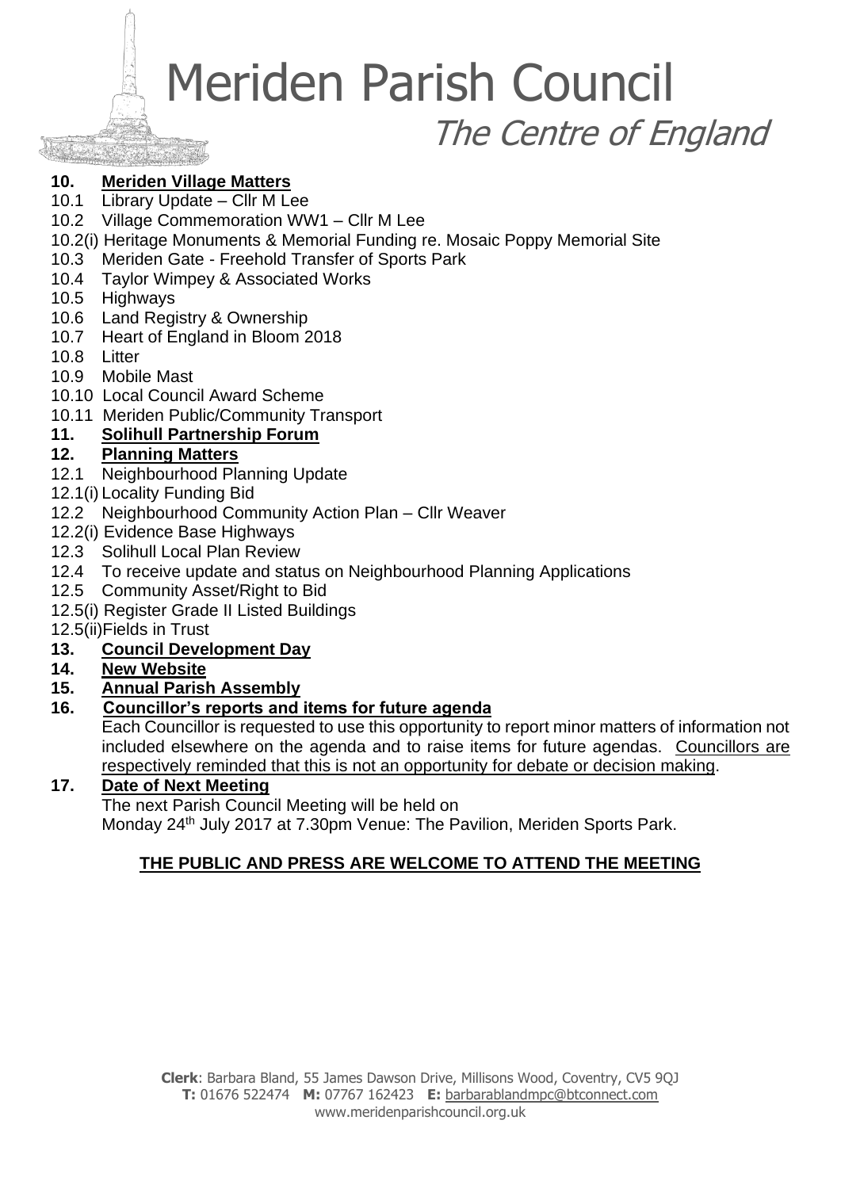# Meriden Parish Council

*The Centre of England*

**10. Meriden Village Matters**

10.1 Library Update – Cllr M Lee

10.2 Village Commemoration WW1 – Cllr M Lee

10.2(i) Heritage Monuments & Memorial Funding re. Mosaic Poppy Memorial Site

10.3 Meriden Gate - Freehold Transfer of Sports Park

10.4 Taylor Wimpey & Associated Works

10.5 Highways

10.6 Land Registry & Ownership

10.7 Heart of England in Bloom 2018

10.8 Litter

10.9 Mobile Mast

10.10 Local Council Award Scheme

10.11 Meriden Public/Community Transport

**11. Solihull Partnership Forum**

**12. Planning Matters**

12.1 Neighbourhood Planning Update

12.1(i) Locality Funding Bid

12.2 Neighbourhood Community Action Plan – Cllr Weaver

12.2(i) Evidence Base Highways

12.3 Solihull Local Plan Review

12.4 To receive update and status on Neighbourhood Planning Applications

12.5 Community Asset/Right to Bid

12.5(i) Register Grade II Listed Buildings

12.5(ii) Fields in Trust

**13. Council Development Day**

**14. New Website**

**15. Annual Parish Assembly**

**16. Councillor's reports and items for future agenda**

Each Councillor is requested to use this opportunity to report minor matters of information not included elsewhere on the agenda and to raise items for future agendas. Councillors are respectively reminded that this is not an opportunity for debate or decision making.

**17. Date of Next Meeting**

The next Parish Council Meeting will be held on
Monday 24th July 2017 at 7.30pm Venue: The Pavilion, Meriden Sports Park.

**THE PUBLIC AND PRESS ARE WELCOME TO ATTEND THE MEETING**

**Clerk**: Barbara Bland, 55 James Dawson Drive, Millisons Wood, Coventry, CV5 9QJ
**T:** 01676 522474 **M:** 07767 162423 **E:** barbarablandmpc@btconnect.com
www.meridenparishcouncil.org.uk